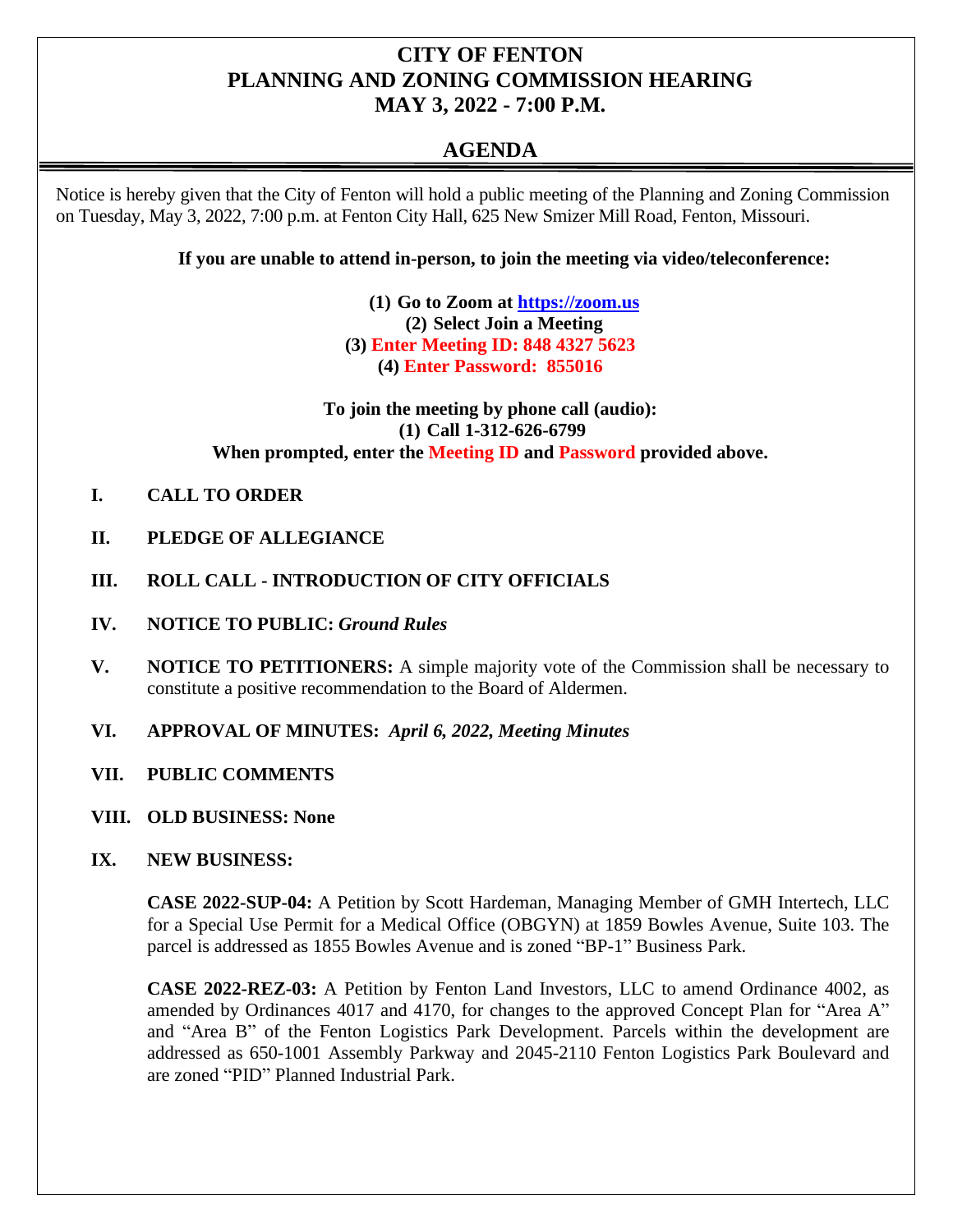# CITY OF FENTON
# PLANNING AND ZONING COMMISSION HEARING
# MAY 3, 2022 - 7:00 P.M.

## AGENDA

Notice is hereby given that the City of Fenton will hold a public meeting of the Planning and Zoning Commission on Tuesday, May 3, 2022, 7:00 p.m. at Fenton City Hall, 625 New Smizer Mill Road, Fenton, Missouri.

**If you are unable to attend in-person, to join the meeting via video/teleconference:**

**(1) Go to Zoom at [https://zoom.us](https://zoom.us)**
**(2) Select Join a Meeting**
**(3) Enter Meeting ID: 848 4327 5623**
**(4) Enter Password: 855016**

**To join the meeting by phone call (audio):**
**(1) Call 1-312-626-6799**
**When prompted, enter the Meeting ID and Password provided above.**

**I. CALL TO ORDER**

**II. PLEDGE OF ALLEGIANCE**

**III. ROLL CALL - INTRODUCTION OF CITY OFFICIALS**

**IV. NOTICE TO PUBLIC:** ***Ground Rules***

**V. NOTICE TO PETITIONERS:** A simple majority vote of the Commission shall be necessary to constitute a positive recommendation to the Board of Aldermen.

**VI. APPROVAL OF MINUTES:** ***April 6, 2022, Meeting Minutes***

**VII. PUBLIC COMMENTS**

**VIII. OLD BUSINESS: None**

**IX. NEW BUSINESS:**

**CASE 2022-SUP-04:** A Petition by Scott Hardeman, Managing Member of GMH Intertech, LLC for a Special Use Permit for a Medical Office (OBGYN) at 1859 Bowles Avenue, Suite 103. The parcel is addressed as 1855 Bowles Avenue and is zoned "BP-1" Business Park.

**CASE 2022-REZ-03:** A Petition by Fenton Land Investors, LLC to amend Ordinance 4002, as amended by Ordinances 4017 and 4170, for changes to the approved Concept Plan for "Area A" and "Area B" of the Fenton Logistics Park Development. Parcels within the development are addressed as 650-1001 Assembly Parkway and 2045-2110 Fenton Logistics Park Boulevard and are zoned "PID" Planned Industrial Park.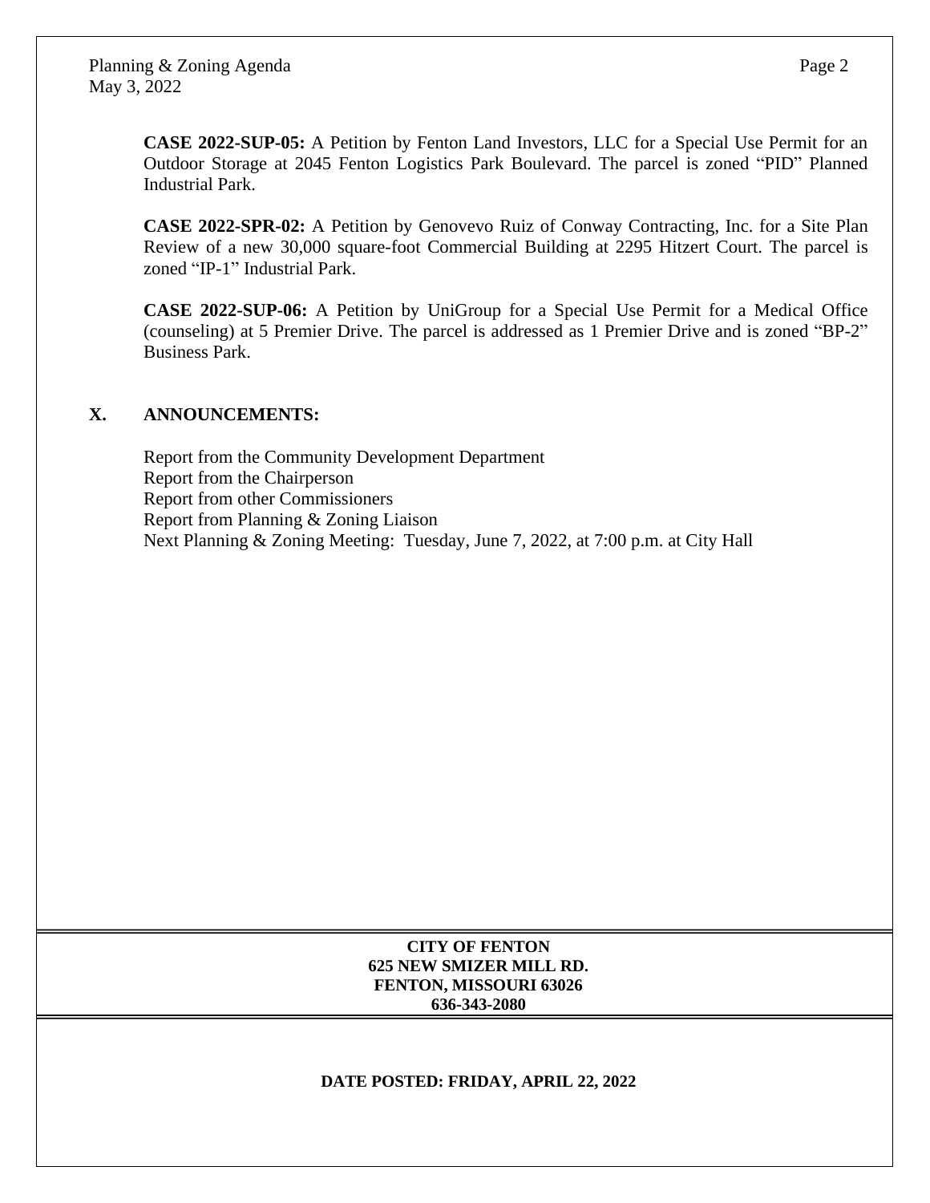**CASE 2022-SUP-05:** A Petition by Fenton Land Investors, LLC for a Special Use Permit for an Outdoor Storage at 2045 Fenton Logistics Park Boulevard. The parcel is zoned "PID" Planned Industrial Park.

**CASE 2022-SPR-02:** A Petition by Genovevo Ruiz of Conway Contracting, Inc. for a Site Plan Review of a new 30,000 square-foot Commercial Building at 2295 Hitzert Court. The parcel is zoned "IP-1" Industrial Park.

**CASE 2022-SUP-06:** A Petition by UniGroup for a Special Use Permit for a Medical Office (counseling) at 5 Premier Drive. The parcel is addressed as 1 Premier Drive and is zoned "BP-2" Business Park.

## X. ANNOUNCEMENTS:

Report from the Community Development Department
Report from the Chairperson
Report from other Commissioners
Report from Planning & Zoning Liaison
Next Planning & Zoning Meeting: Tuesday, June 7, 2022, at 7:00 p.m. at City Hall

**CITY OF FENTON**
**625 NEW SMIZER MILL RD.**
**FENTON, MISSOURI 63026**
**636-343-2080**

**DATE POSTED: FRIDAY, APRIL 22, 2022**